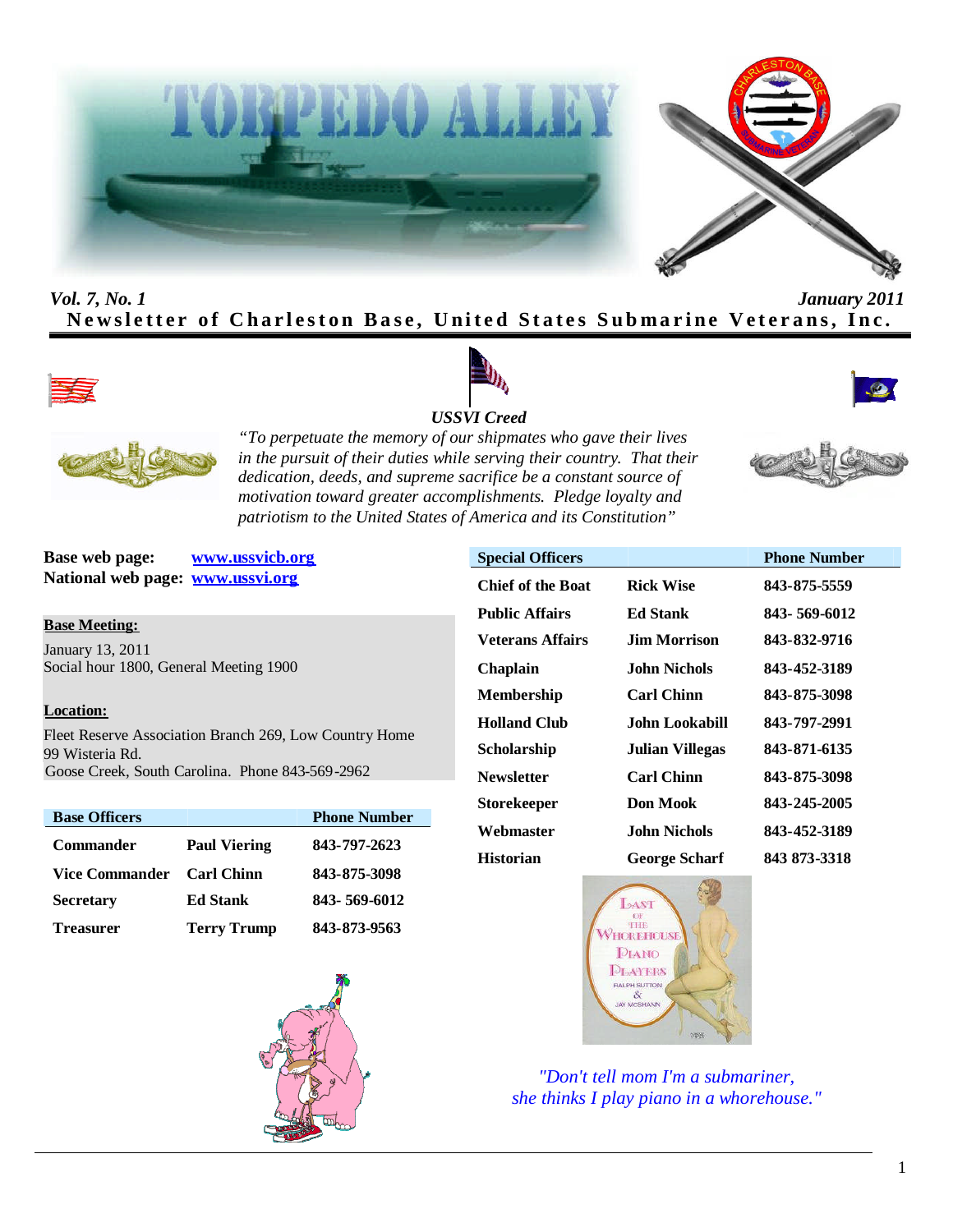# TORPEDO ALLEY

*Vol. 7, No. 1* *January 2011*

**Newsletter of Charleston Base, United States Submarine Veterans, Inc.**

### *USSVI Creed*

*"To perpetuate the memory of our shipmates who gave their lives in the pursuit of their duties while serving their country. That their dedication, deeds, and supreme sacrifice be a constant source of motivation toward greater accomplishments. Pledge loyalty and patriotism to the United States of America and its Constitution"*

**Base web page:** [www.ussvicb.org](http://www.ussvicb.org)
**National web page:** [www.ussvi.org](http://www.ussvi.org)

**Base Meeting:**

January 13, 2011
Social hour 1800, General Meeting 1900

**Location:**

Fleet Reserve Association Branch 269, Low Country Home
99 Wisteria Rd.
Goose Creek, South Carolina. Phone 843-569-2962

| Base Officers | | Phone Number |
|---|---|---|
| Commander | Paul Viering | 843-797-2623 |
| Vice Commander | Carl Chinn | 843-875-3098 |
| Secretary | Ed Stank | 843- 569-6012 |
| Treasurer | Terry Trump | 843-873-9563 |

| Special Officers | | Phone Number |
|---|---|---|
| Chief of the Boat | Rick Wise | 843-875-5559 |
| Public Affairs | Ed Stank | 843- 569-6012 |
| Veterans Affairs | Jim Morrison | 843-832-9716 |
| Chaplain | John Nichols | 843-452-3189 |
| Membership | Carl Chinn | 843-875-3098 |
| Holland Club | John Lookabill | 843-797-2991 |
| Scholarship | Julian Villegas | 843-871-6135 |
| Newsletter | Carl Chinn | 843-875-3098 |
| Storekeeper | Don Mook | 843-245-2005 |
| Webmaster | John Nichols | 843-452-3189 |
| Historian | George Scharf | 843 873-3318 |

*"Don't tell mom I'm a submariner, she thinks I play piano in a whorehouse."*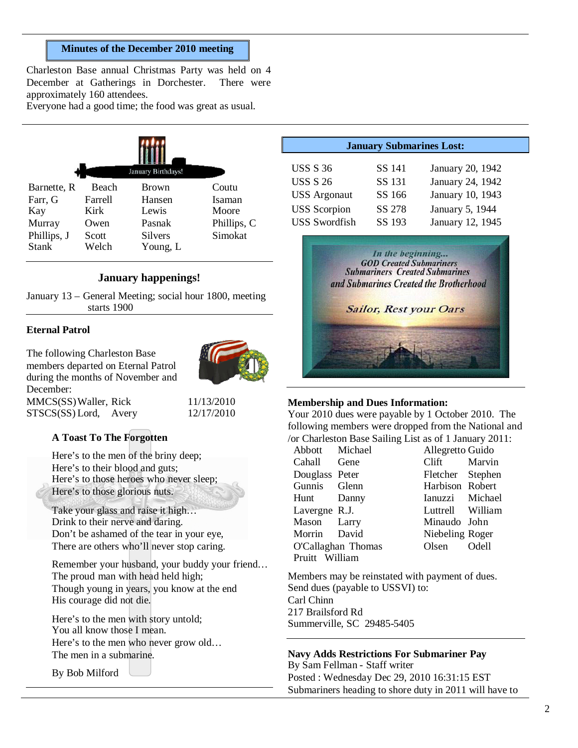## Minutes of the December 2010 meeting

Charleston Base annual Christmas Party was held on 4 December at Gatherings in Dorchester. There were approximately 160 attendees.
Everyone had a good time; the food was great as usual.

### January Birthdays!

| | | | |
|---|---|---|---|
| Barnette, R | Beach | Brown | Coutu |
| Farr, G | Farrell | Hansen | Isaman |
| Kay | Kirk | Lewis | Moore |
| Murray | Owen | Pasnak | Phillips, C |
| Phillips, J | Scott | Silvers | Simokat |
| Stank | Welch | Young, L | |

### January happenings!

January 13 – General Meeting; social hour 1800, meeting starts 1900

### Eternal Patrol

The following Charleston Base members departed on Eternal Patrol during the months of November and December:

| | | |
|---|---|---|
| MMCS(SS) | Waller, Rick | 11/13/2010 |
| STSCS(SS) | Lord, Avery | 12/17/2010 |

### A Toast To The Forgotten

Here's to the men of the briny deep;
Here's to their blood and guts;
Here's to those heroes who never sleep;
Here's to those glorious nuts.

Take your glass and raise it high…
Drink to their nerve and daring.
Don't be ashamed of the tear in your eye,
There are others who'll never stop caring.

Remember your husband, your buddy your friend…
The proud man with head held high;
Though young in years, you know at the end
His courage did not die.

Here's to the men with story untold;
You all know those I mean.
Here's to the men who never grow old…
The men in a submarine.

By Bob Milford

## January Submarines Lost:

| | | |
|---|---|---|
| USS S 36 | SS 141 | January 20, 1942 |
| USS S 26 | SS 131 | January 24, 1942 |
| USS Argonaut | SS 166 | January 10, 1943 |
| USS Scorpion | SS 278 | January 5, 1944 |
| USS Swordfish | SS 193 | January 12, 1945 |

*In the beginning...*
*GOD Created Submariners*
*Submariners Created Submarines*
*and Submarines Created the Brotherhood*

*Sailor, Rest your Oars*

### Membership and Dues Information:

Your 2010 dues were payable by 1 October 2010. The following members were dropped from the National and /or Charleston Base Sailing List as of 1 January 2011:

| | | | |
|---|---|---|---|
| Abbott | Michael | Allegretto | Guido |
| Cahall | Gene | Clift | Marvin |
| Douglass | Peter | Fletcher | Stephen |
| Gunnis | Glenn | Harbison | Robert |
| Hunt | Danny | Ianuzzi | Michael |
| Lavergne | R.J. | Luttrell | William |
| Mason | Larry | Minaudo | John |
| Morrin | David | Niebeling | Roger |
| O'Callaghan | Thomas | Olsen | Odell |
| Pruitt | William | | |

Members may be reinstated with payment of dues.
Send dues (payable to USSVI) to:
Carl Chinn
217 Brailsford Rd
Summerville, SC 29485-5405

### Navy Adds Restrictions For Submariner Pay

By Sam Fellman - Staff writer
Posted : Wednesday Dec 29, 2010 16:31:15 EST
Submariners heading to shore duty in 2011 will have to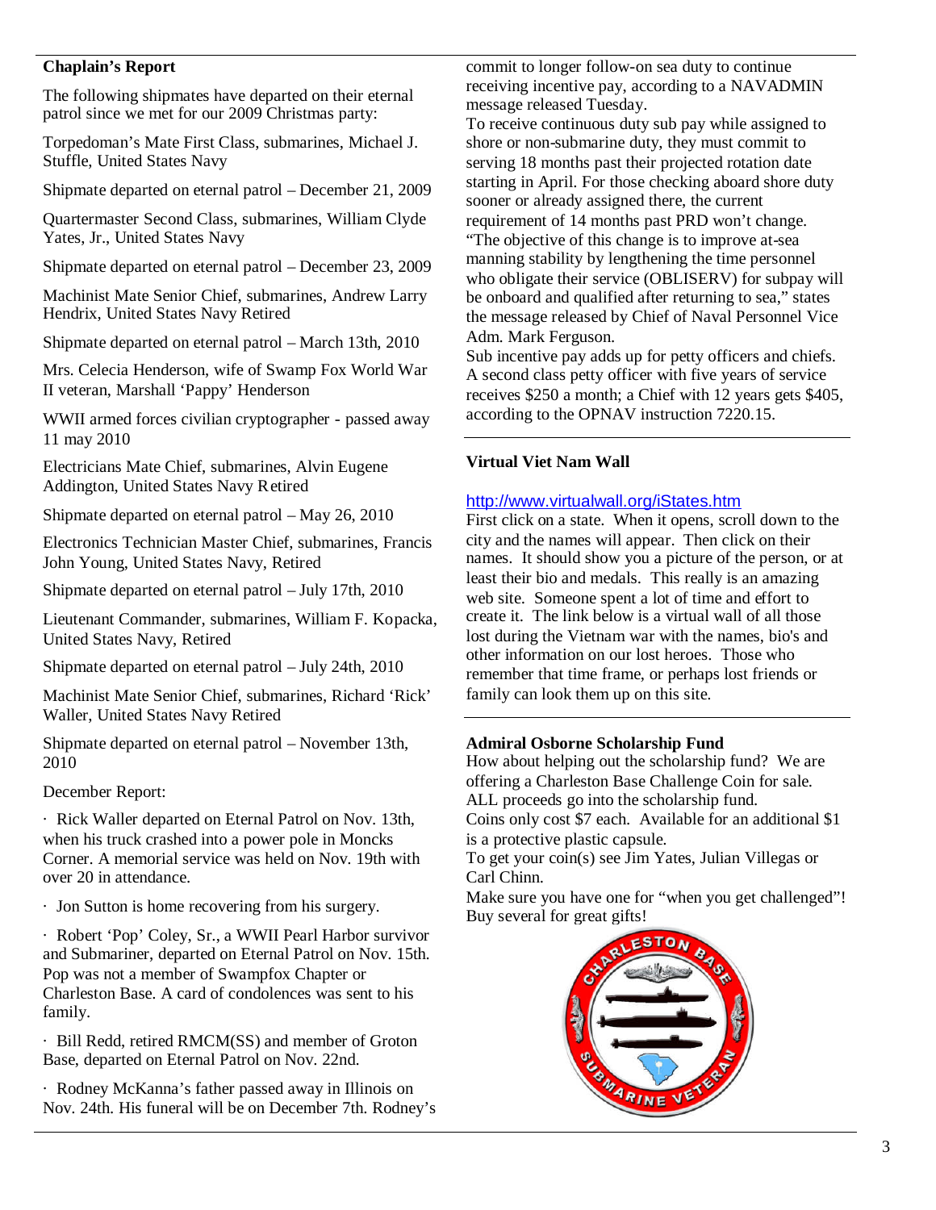**Chaplain's Report**

The following shipmates have departed on their eternal patrol since we met for our 2009 Christmas party:

Torpedoman's Mate First Class, submarines, Michael J. Stuffle, United States Navy

Shipmate departed on eternal patrol – December 21, 2009

Quartermaster Second Class, submarines, William Clyde Yates, Jr., United States Navy

Shipmate departed on eternal patrol – December 23, 2009

Machinist Mate Senior Chief, submarines, Andrew Larry Hendrix, United States Navy Retired

Shipmate departed on eternal patrol – March 13th, 2010

Mrs. Celecia Henderson, wife of Swamp Fox World War II veteran, Marshall 'Pappy' Henderson

WWII armed forces civilian cryptographer - passed away 11 may 2010

Electricians Mate Chief, submarines, Alvin Eugene Addington, United States Navy Retired

Shipmate departed on eternal patrol – May 26, 2010

Electronics Technician Master Chief, submarines, Francis John Young, United States Navy, Retired

Shipmate departed on eternal patrol – July 17th, 2010

Lieutenant Commander, submarines, William F. Kopacka, United States Navy, Retired

Shipmate departed on eternal patrol – July 24th, 2010

Machinist Mate Senior Chief, submarines, Richard 'Rick' Waller, United States Navy Retired

Shipmate departed on eternal patrol – November 13th, 2010

December Report:

- Rick Waller departed on Eternal Patrol on Nov. 13th, when his truck crashed into a power pole in Moncks Corner. A memorial service was held on Nov. 19th with over 20 in attendance.
- Jon Sutton is home recovering from his surgery.
- Robert 'Pop' Coley, Sr., a WWII Pearl Harbor survivor and Submariner, departed on Eternal Patrol on Nov. 15th. Pop was not a member of Swampfox Chapter or Charleston Base. A card of condolences was sent to his family.
- Bill Redd, retired RMCM(SS) and member of Groton Base, departed on Eternal Patrol on Nov. 22nd.
- Rodney McKanna's father passed away in Illinois on Nov. 24th. His funeral will be on December 7th. Rodney's

commit to longer follow-on sea duty to continue receiving incentive pay, according to a NAVADMIN message released Tuesday.

To receive continuous duty sub pay while assigned to shore or non-submarine duty, they must commit to serving 18 months past their projected rotation date starting in April. For those checking aboard shore duty sooner or already assigned there, the current requirement of 14 months past PRD won't change.

"The objective of this change is to improve at-sea manning stability by lengthening the time personnel who obligate their service (OBLISERV) for subpay will be onboard and qualified after returning to sea," states the message released by Chief of Naval Personnel Vice Adm. Mark Ferguson.

Sub incentive pay adds up for petty officers and chiefs. A second class petty officer with five years of service receives $250 a month; a Chief with 12 years gets $405, according to the OPNAV instruction 7220.15.

**Virtual Viet Nam Wall**

http://www.virtualwall.org/iStates.htm

First click on a state. When it opens, scroll down to the city and the names will appear. Then click on their names. It should show you a picture of the person, or at least their bio and medals. This really is an amazing web site. Someone spent a lot of time and effort to create it. The link below is a virtual wall of all those lost during the Vietnam war with the names, bio's and other information on our lost heroes. Those who remember that time frame, or perhaps lost friends or family can look them up on this site.

**Admiral Osborne Scholarship Fund**

How about helping out the scholarship fund? We are offering a Charleston Base Challenge Coin for sale. ALL proceeds go into the scholarship fund.

Coins only cost $7 each. Available for an additional $1 is a protective plastic capsule.

To get your coin(s) see Jim Yates, Julian Villegas or Carl Chinn.

Make sure you have one for "when you get challenged"! Buy several for great gifts!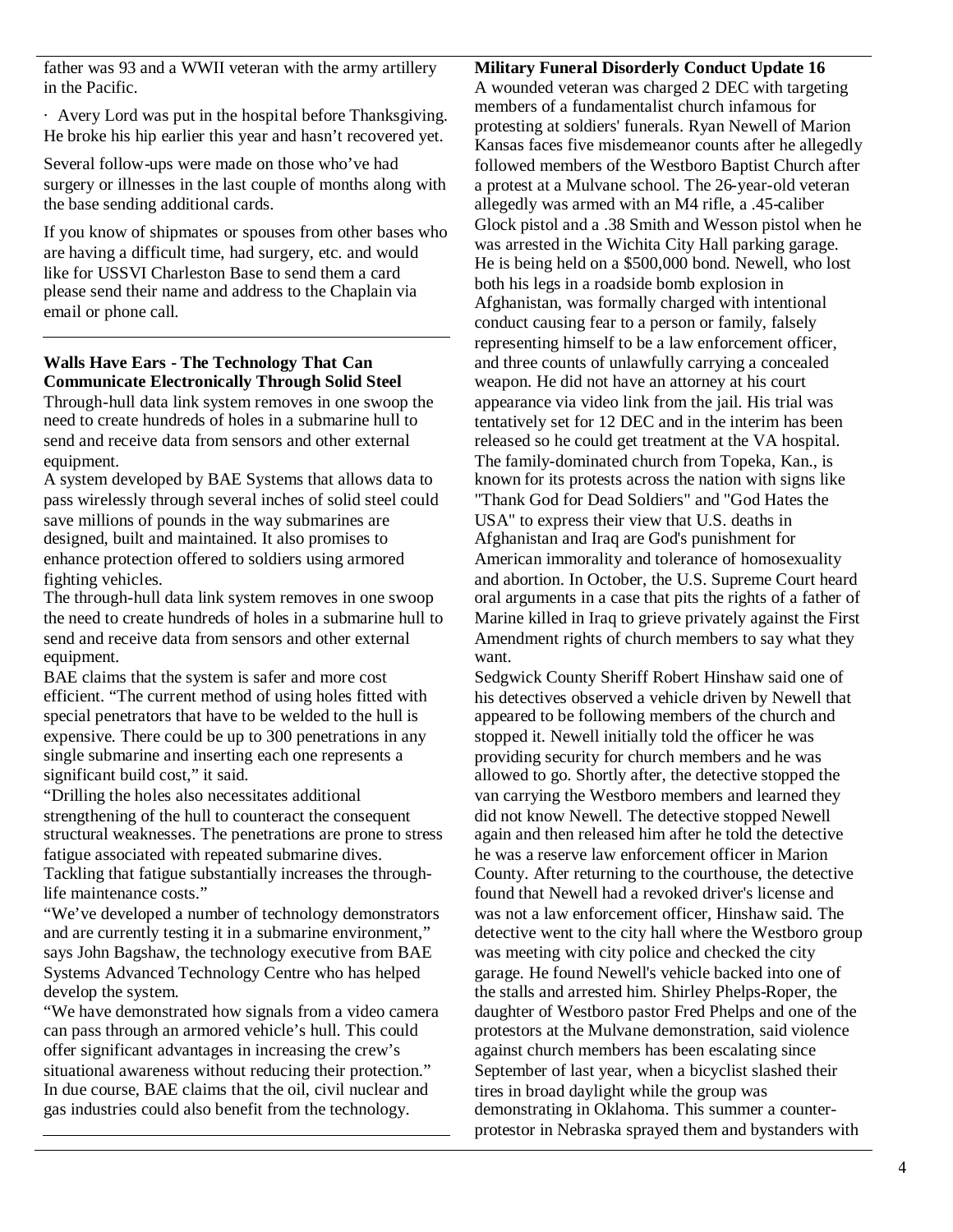father was 93 and a WWII veteran with the army artillery in the Pacific.

· Avery Lord was put in the hospital before Thanksgiving. He broke his hip earlier this year and hasn't recovered yet.

Several follow-ups were made on those who've had surgery or illnesses in the last couple of months along with the base sending additional cards.

If you know of shipmates or spouses from other bases who are having a difficult time, had surgery, etc. and would like for USSVI Charleston Base to send them a card please send their name and address to the Chaplain via email or phone call.

---

**Walls Have Ears - The Technology That Can Communicate Electronically Through Solid Steel**

Through-hull data link system removes in one swoop the need to create hundreds of holes in a submarine hull to send and receive data from sensors and other external equipment.

A system developed by BAE Systems that allows data to pass wirelessly through several inches of solid steel could save millions of pounds in the way submarines are designed, built and maintained. It also promises to enhance protection offered to soldiers using armored fighting vehicles.

The through-hull data link system removes in one swoop the need to create hundreds of holes in a submarine hull to send and receive data from sensors and other external equipment.

BAE claims that the system is safer and more cost efficient. "The current method of using holes fitted with special penetrators that have to be welded to the hull is expensive. There could be up to 300 penetrations in any single submarine and inserting each one represents a significant build cost," it said.

"Drilling the holes also necessitates additional strengthening of the hull to counteract the consequent structural weaknesses. The penetrations are prone to stress fatigue associated with repeated submarine dives. Tackling that fatigue substantially increases the through-life maintenance costs."

"We've developed a number of technology demonstrators and are currently testing it in a submarine environment," says John Bagshaw, the technology executive from BAE Systems Advanced Technology Centre who has helped develop the system.

"We have demonstrated how signals from a video camera can pass through an armored vehicle's hull. This could offer significant advantages in increasing the crew's situational awareness without reducing their protection." In due course, BAE claims that the oil, civil nuclear and gas industries could also benefit from the technology.

---

**Military Funeral Disorderly Conduct Update 16**

A wounded veteran was charged 2 DEC with targeting members of a fundamentalist church infamous for protesting at soldiers' funerals. Ryan Newell of Marion Kansas faces five misdemeanor counts after he allegedly followed members of the Westboro Baptist Church after a protest at a Mulvane school. The 26-year-old veteran allegedly was armed with an M4 rifle, a .45-caliber Glock pistol and a .38 Smith and Wesson pistol when he was arrested in the Wichita City Hall parking garage. He is being held on a $500,000 bond. Newell, who lost both his legs in a roadside bomb explosion in Afghanistan, was formally charged with intentional conduct causing fear to a person or family, falsely representing himself to be a law enforcement officer, and three counts of unlawfully carrying a concealed weapon. He did not have an attorney at his court appearance via video link from the jail. His trial was tentatively set for 12 DEC and in the interim has been released so he could get treatment at the VA hospital. The family-dominated church from Topeka, Kan., is known for its protests across the nation with signs like "Thank God for Dead Soldiers" and "God Hates the USA" to express their view that U.S. deaths in Afghanistan and Iraq are God's punishment for American immorality and tolerance of homosexuality and abortion. In October, the U.S. Supreme Court heard oral arguments in a case that pits the rights of a father of Marine killed in Iraq to grieve privately against the First Amendment rights of church members to say what they want.

Sedgwick County Sheriff Robert Hinshaw said one of his detectives observed a vehicle driven by Newell that appeared to be following members of the church and stopped it. Newell initially told the officer he was providing security for church members and he was allowed to go. Shortly after, the detective stopped the van carrying the Westboro members and learned they did not know Newell. The detective stopped Newell again and then released him after he told the detective he was a reserve law enforcement officer in Marion County. After returning to the courthouse, the detective found that Newell had a revoked driver's license and was not a law enforcement officer, Hinshaw said. The detective went to the city hall where the Westboro group was meeting with city police and checked the city garage. He found Newell's vehicle backed into one of the stalls and arrested him. Shirley Phelps-Roper, the daughter of Westboro pastor Fred Phelps and one of the protestors at the Mulvane demonstration, said violence against church members has been escalating since September of last year, when a bicyclist slashed their tires in broad daylight while the group was demonstrating in Oklahoma. This summer a counter-protestor in Nebraska sprayed them and bystanders with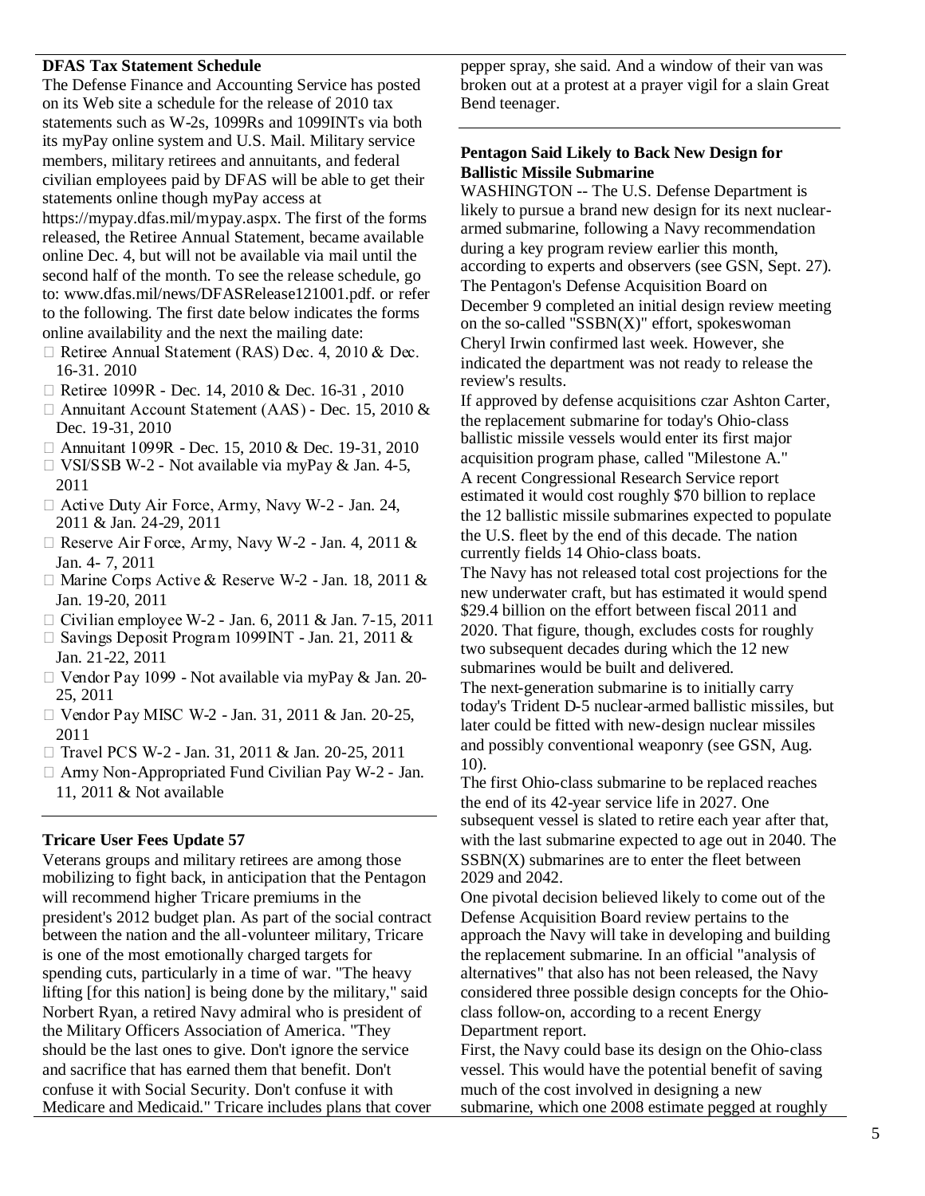### DFAS Tax Statement Schedule

The Defense Finance and Accounting Service has posted on its Web site a schedule for the release of 2010 tax statements such as W-2s, 1099Rs and 1099INTs via both its myPay online system and U.S. Mail. Military service members, military retirees and annuitants, and federal civilian employees paid by DFAS will be able to get their statements online though myPay access at https://mypay.dfas.mil/mypay.aspx. The first of the forms released, the Retiree Annual Statement, became available online Dec. 4, but will not be available via mail until the second half of the month. To see the release schedule, go to: www.dfas.mil/news/DFASRelease121001.pdf. or refer to the following. The first date below indicates the forms online availability and the next the mailing date:

- Retiree Annual Statement (RAS) Dec. 4, 2010 & Dec. 16-31. 2010
- Retiree 1099R - Dec. 14, 2010 & Dec. 16-31 , 2010
- Annuitant Account Statement (AAS) - Dec. 15, 2010 & Dec. 19-31, 2010
- Annuitant 1099R - Dec. 15, 2010 & Dec. 19-31, 2010
- VSI/SSB W-2 - Not available via myPay & Jan. 4-5, 2011
- Active Duty Air Force, Army, Navy W-2 - Jan. 24, 2011 & Jan. 24-29, 2011
- Reserve Air Force, Army, Navy W-2 - Jan. 4, 2011 & Jan. 4- 7, 2011
- Marine Corps Active & Reserve W-2 - Jan. 18, 2011 & Jan. 19-20, 2011
- Civilian employee W-2 - Jan. 6, 2011 & Jan. 7-15, 2011
- Savings Deposit Program 1099INT - Jan. 21, 2011 & Jan. 21-22, 2011
- Vendor Pay 1099 - Not available via myPay & Jan. 20-25, 2011
- Vendor Pay MISC W-2 - Jan. 31, 2011 & Jan. 20-25, 2011
- Travel PCS W-2 - Jan. 31, 2011 & Jan. 20-25, 2011
- Army Non-Appropriated Fund Civilian Pay W-2 - Jan. 11, 2011 & Not available

### Tricare User Fees Update 57

Veterans groups and military retirees are among those mobilizing to fight back, in anticipation that the Pentagon will recommend higher Tricare premiums in the president's 2012 budget plan. As part of the social contract between the nation and the all-volunteer military, Tricare is one of the most emotionally charged targets for spending cuts, particularly in a time of war. "The heavy lifting [for this nation] is being done by the military," said Norbert Ryan, a retired Navy admiral who is president of the Military Officers Association of America. "They should be the last ones to give. Don't ignore the service and sacrifice that has earned them that benefit. Don't confuse it with Social Security. Don't confuse it with Medicare and Medicaid." Tricare includes plans that cover

pepper spray, she said. And a window of their van was broken out at a protest at a prayer vigil for a slain Great Bend teenager.

### Pentagon Said Likely to Back New Design for Ballistic Missile Submarine

WASHINGTON -- The U.S. Defense Department is likely to pursue a brand new design for its next nuclear-armed submarine, following a Navy recommendation during a key program review earlier this month, according to experts and observers (see GSN, Sept. 27).

The Pentagon's Defense Acquisition Board on December 9 completed an initial design review meeting on the so-called "SSBN(X)" effort, spokeswoman Cheryl Irwin confirmed last week. However, she indicated the department was not ready to release the review's results.

If approved by defense acquisitions czar Ashton Carter, the replacement submarine for today's Ohio-class ballistic missile vessels would enter its first major acquisition program phase, called "Milestone A."

A recent Congressional Research Service report estimated it would cost roughly $70 billion to replace the 12 ballistic missile submarines expected to populate the U.S. fleet by the end of this decade. The nation currently fields 14 Ohio-class boats.

The Navy has not released total cost projections for the new underwater craft, but has estimated it would spend $29.4 billion on the effort between fiscal 2011 and 2020. That figure, though, excludes costs for roughly two subsequent decades during which the 12 new submarines would be built and delivered.

The next-generation submarine is to initially carry today's Trident D-5 nuclear-armed ballistic missiles, but later could be fitted with new-design nuclear missiles and possibly conventional weaponry (see GSN, Aug. 10).

The first Ohio-class submarine to be replaced reaches the end of its 42-year service life in 2027. One subsequent vessel is slated to retire each year after that, with the last submarine expected to age out in 2040. The SSBN(X) submarines are to enter the fleet between 2029 and 2042.

One pivotal decision believed likely to come out of the Defense Acquisition Board review pertains to the approach the Navy will take in developing and building the replacement submarine. In an official "analysis of alternatives" that also has not been released, the Navy considered three possible design concepts for the Ohio-class follow-on, according to a recent Energy Department report.

First, the Navy could base its design on the Ohio-class vessel. This would have the potential benefit of saving much of the cost involved in designing a new submarine, which one 2008 estimate pegged at roughly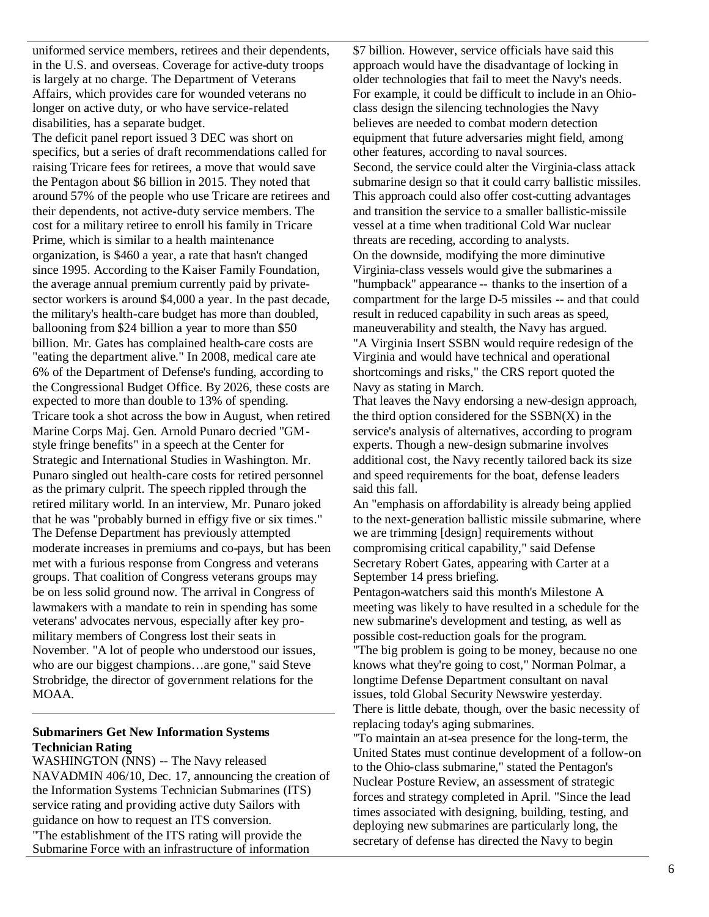uniformed service members, retirees and their dependents, in the U.S. and overseas. Coverage for active-duty troops is largely at no charge. The Department of Veterans Affairs, which provides care for wounded veterans no longer on active duty, or who have service-related disabilities, has a separate budget.

The deficit panel report issued 3 DEC was short on specifics, but a series of draft recommendations called for raising Tricare fees for retirees, a move that would save the Pentagon about $6 billion in 2015. They noted that around 57% of the people who use Tricare are retirees and their dependents, not active-duty service members. The cost for a military retiree to enroll his family in Tricare Prime, which is similar to a health maintenance organization, is $460 a year, a rate that hasn't changed since 1995. According to the Kaiser Family Foundation, the average annual premium currently paid by private-sector workers is around $4,000 a year. In the past decade, the military's health-care budget has more than doubled, ballooning from $24 billion a year to more than $50 billion. Mr. Gates has complained health-care costs are "eating the department alive." In 2008, medical care ate 6% of the Department of Defense's funding, according to the Congressional Budget Office. By 2026, these costs are expected to more than double to 13% of spending.

Tricare took a shot across the bow in August, when retired Marine Corps Maj. Gen. Arnold Punaro decried "GM-style fringe benefits" in a speech at the Center for Strategic and International Studies in Washington. Mr. Punaro singled out health-care costs for retired personnel as the primary culprit. The speech rippled through the retired military world. In an interview, Mr. Punaro joked that he was "probably burned in effigy five or six times." The Defense Department has previously attempted moderate increases in premiums and co-pays, but has been met with a furious response from Congress and veterans groups. That coalition of Congress veterans groups may be on less solid ground now. The arrival in Congress of lawmakers with a mandate to rein in spending has some veterans' advocates nervous, especially after key pro-military members of Congress lost their seats in November. "A lot of people who understood our issues, who are our biggest champions…are gone," said Steve Strobridge, the director of government relations for the MOAA.

---

**Submariners Get New Information Systems Technician Rating**

WASHINGTON (NNS) -- The Navy released NAVADMIN 406/10, Dec. 17, announcing the creation of the Information Systems Technician Submarines (ITS) service rating and providing active duty Sailors with guidance on how to request an ITS conversion.

"The establishment of the ITS rating will provide the Submarine Force with an infrastructure of information

---

$7 billion. However, service officials have said this approach would have the disadvantage of locking in older technologies that fail to meet the Navy's needs. For example, it could be difficult to include in an Ohio-class design the silencing technologies the Navy believes are needed to combat modern detection equipment that future adversaries might field, among other features, according to naval sources.

Second, the service could alter the Virginia-class attack submarine design so that it could carry ballistic missiles. This approach could also offer cost-cutting advantages and transition the service to a smaller ballistic-missile vessel at a time when traditional Cold War nuclear threats are receding, according to analysts.

On the downside, modifying the more diminutive Virginia-class vessels would give the submarines a "humpback" appearance -- thanks to the insertion of a compartment for the large D-5 missiles -- and that could result in reduced capability in such areas as speed, maneuverability and stealth, the Navy has argued. "A Virginia Insert SSBN would require redesign of the Virginia and would have technical and operational shortcomings and risks," the CRS report quoted the Navy as stating in March.

That leaves the Navy endorsing a new-design approach, the third option considered for the SSBN(X) in the service's analysis of alternatives, according to program experts. Though a new-design submarine involves additional cost, the Navy recently tailored back its size and speed requirements for the boat, defense leaders said this fall.

An "emphasis on affordability is already being applied to the next-generation ballistic missile submarine, where we are trimming [design] requirements without compromising critical capability," said Defense Secretary Robert Gates, appearing with Carter at a September 14 press briefing.

Pentagon-watchers said this month's Milestone A meeting was likely to have resulted in a schedule for the new submarine's development and testing, as well as possible cost-reduction goals for the program.

"The big problem is going to be money, because no one knows what they're going to cost," Norman Polmar, a longtime Defense Department consultant on naval issues, told Global Security Newswire yesterday.

There is little debate, though, over the basic necessity of replacing today's aging submarines.

"To maintain an at-sea presence for the long-term, the United States must continue development of a follow-on to the Ohio-class submarine," stated the Pentagon's Nuclear Posture Review, an assessment of strategic forces and strategy completed in April. "Since the lead times associated with designing, building, testing, and deploying new submarines are particularly long, the secretary of defense has directed the Navy to begin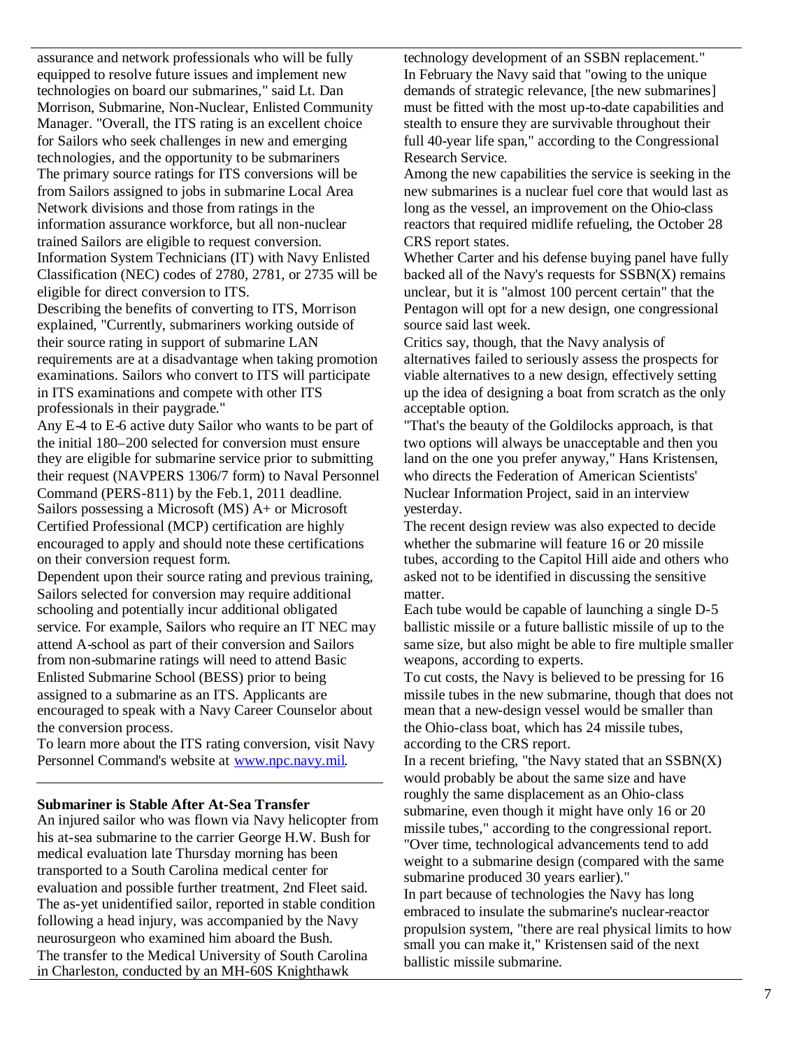assurance and network professionals who will be fully equipped to resolve future issues and implement new technologies on board our submarines," said Lt. Dan Morrison, Submarine, Non-Nuclear, Enlisted Community Manager. "Overall, the ITS rating is an excellent choice for Sailors who seek challenges in new and emerging technologies, and the opportunity to be submariners

The primary source ratings for ITS conversions will be from Sailors assigned to jobs in submarine Local Area Network divisions and those from ratings in the information assurance workforce, but all non-nuclear trained Sailors are eligible to request conversion. Information System Technicians (IT) with Navy Enlisted Classification (NEC) codes of 2780, 2781, or 2735 will be eligible for direct conversion to ITS.

Describing the benefits of converting to ITS, Morrison explained, "Currently, submariners working outside of their source rating in support of submarine LAN requirements are at a disadvantage when taking promotion examinations. Sailors who convert to ITS will participate in ITS examinations and compete with other ITS professionals in their paygrade."

Any E-4 to E-6 active duty Sailor who wants to be part of the initial 180–200 selected for conversion must ensure they are eligible for submarine service prior to submitting their request (NAVPERS 1306/7 form) to Naval Personnel Command (PERS-811) by the Feb.1, 2011 deadline. Sailors possessing a Microsoft (MS) A+ or Microsoft Certified Professional (MCP) certification are highly encouraged to apply and should note these certifications on their conversion request form.

Dependent upon their source rating and previous training, Sailors selected for conversion may require additional schooling and potentially incur additional obligated service. For example, Sailors who require an IT NEC may attend A-school as part of their conversion and Sailors from non-submarine ratings will need to attend Basic Enlisted Submarine School (BESS) prior to being assigned to a submarine as an ITS. Applicants are encouraged to speak with a Navy Career Counselor about the conversion process.

To learn more about the ITS rating conversion, visit Navy Personnel Command's website at [www.npc.navy.mil](http://www.npc.navy.mil).

**Submariner is Stable After At-Sea Transfer**

An injured sailor who was flown via Navy helicopter from his at-sea submarine to the carrier George H.W. Bush for medical evaluation late Thursday morning has been transported to a South Carolina medical center for evaluation and possible further treatment, 2nd Fleet said. The as-yet unidentified sailor, reported in stable condition following a head injury, was accompanied by the Navy neurosurgeon who examined him aboard the Bush.

The transfer to the Medical University of South Carolina in Charleston, conducted by an MH-60S Knighthawk

technology development of an SSBN replacement."

In February the Navy said that "owing to the unique demands of strategic relevance, [the new submarines] must be fitted with the most up-to-date capabilities and stealth to ensure they are survivable throughout their full 40-year life span," according to the Congressional Research Service.

Among the new capabilities the service is seeking in the new submarines is a nuclear fuel core that would last as long as the vessel, an improvement on the Ohio-class reactors that required midlife refueling, the October 28 CRS report states.

Whether Carter and his defense buying panel have fully backed all of the Navy's requests for SSBN(X) remains unclear, but it is "almost 100 percent certain" that the Pentagon will opt for a new design, one congressional source said last week.

Critics say, though, that the Navy analysis of alternatives failed to seriously assess the prospects for viable alternatives to a new design, effectively setting up the idea of designing a boat from scratch as the only acceptable option.

"That's the beauty of the Goldilocks approach, is that two options will always be unacceptable and then you land on the one you prefer anyway," Hans Kristensen, who directs the Federation of American Scientists' Nuclear Information Project, said in an interview yesterday.

The recent design review was also expected to decide whether the submarine will feature 16 or 20 missile tubes, according to the Capitol Hill aide and others who asked not to be identified in discussing the sensitive matter.

Each tube would be capable of launching a single D-5 ballistic missile or a future ballistic missile of up to the same size, but also might be able to fire multiple smaller weapons, according to experts.

To cut costs, the Navy is believed to be pressing for 16 missile tubes in the new submarine, though that does not mean that a new-design vessel would be smaller than the Ohio-class boat, which has 24 missile tubes, according to the CRS report.

In a recent briefing, "the Navy stated that an SSBN(X) would probably be about the same size and have roughly the same displacement as an Ohio-class submarine, even though it might have only 16 or 20 missile tubes," according to the congressional report. "Over time, technological advancements tend to add weight to a submarine design (compared with the same submarine produced 30 years earlier)."

In part because of technologies the Navy has long embraced to insulate the submarine's nuclear-reactor propulsion system, "there are real physical limits to how small you can make it," Kristensen said of the next ballistic missile submarine.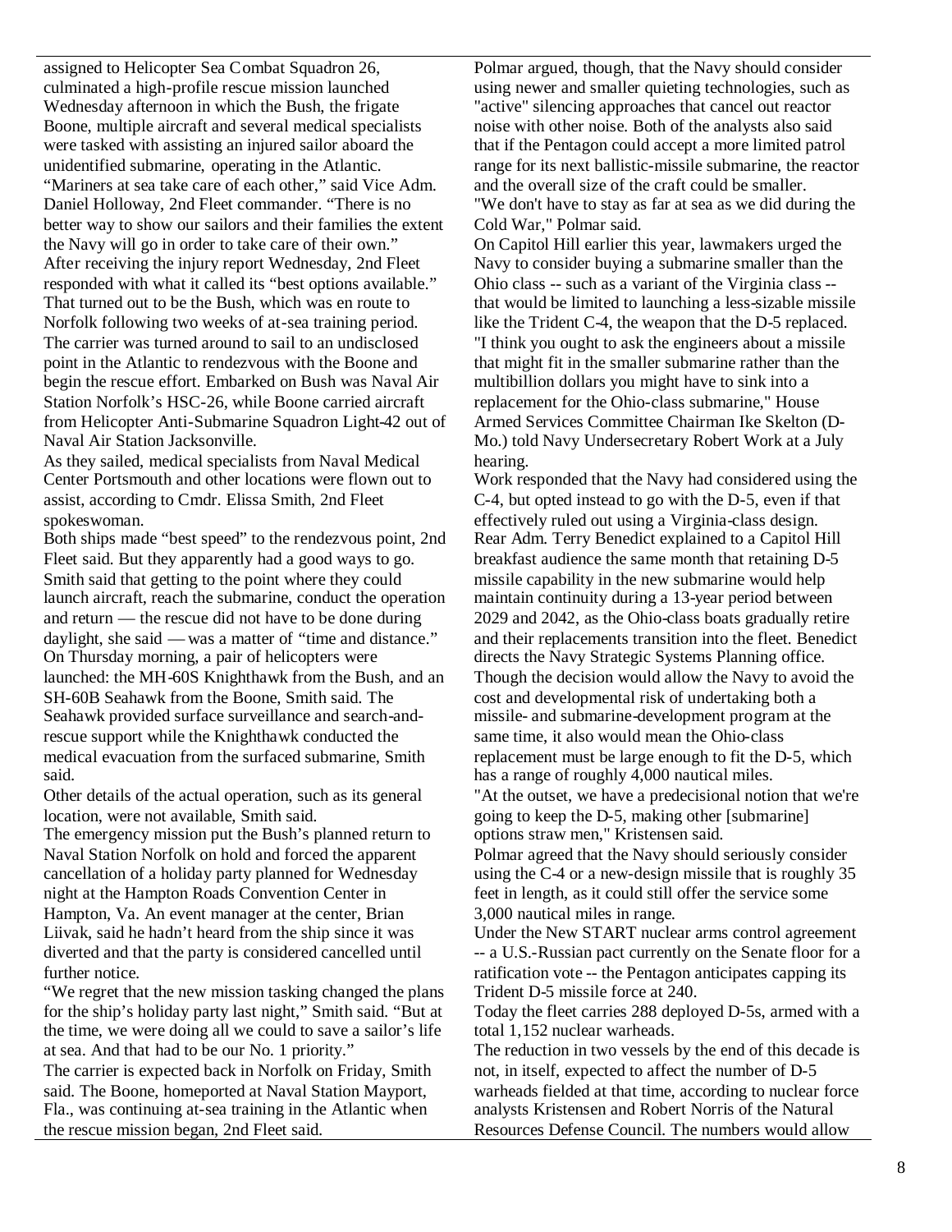assigned to Helicopter Sea Combat Squadron 26, culminated a high-profile rescue mission launched Wednesday afternoon in which the Bush, the frigate Boone, multiple aircraft and several medical specialists were tasked with assisting an injured sailor aboard the unidentified submarine, operating in the Atlantic.

"Mariners at sea take care of each other," said Vice Adm. Daniel Holloway, 2nd Fleet commander. "There is no better way to show our sailors and their families the extent the Navy will go in order to take care of their own."

After receiving the injury report Wednesday, 2nd Fleet responded with what it called its "best options available." That turned out to be the Bush, which was en route to Norfolk following two weeks of at-sea training period. The carrier was turned around to sail to an undisclosed point in the Atlantic to rendezvous with the Boone and begin the rescue effort. Embarked on Bush was Naval Air Station Norfolk's HSC-26, while Boone carried aircraft from Helicopter Anti-Submarine Squadron Light-42 out of Naval Air Station Jacksonville.

As they sailed, medical specialists from Naval Medical Center Portsmouth and other locations were flown out to assist, according to Cmdr. Elissa Smith, 2nd Fleet spokeswoman.

Both ships made "best speed" to the rendezvous point, 2nd Fleet said. But they apparently had a good ways to go. Smith said that getting to the point where they could launch aircraft, reach the submarine, conduct the operation and return — the rescue did not have to be done during daylight, she said — was a matter of "time and distance."

On Thursday morning, a pair of helicopters were launched: the MH-60S Knighthawk from the Bush, and an SH-60B Seahawk from the Boone, Smith said. The Seahawk provided surface surveillance and search-and-rescue support while the Knighthawk conducted the medical evacuation from the surfaced submarine, Smith said.

Other details of the actual operation, such as its general location, were not available, Smith said.

The emergency mission put the Bush's planned return to Naval Station Norfolk on hold and forced the apparent cancellation of a holiday party planned for Wednesday night at the Hampton Roads Convention Center in Hampton, Va. An event manager at the center, Brian Liivak, said he hadn't heard from the ship since it was diverted and that the party is considered cancelled until further notice.

"We regret that the new mission tasking changed the plans for the ship's holiday party last night," Smith said. "But at the time, we were doing all we could to save a sailor's life at sea. And that had to be our No. 1 priority."

The carrier is expected back in Norfolk on Friday, Smith said. The Boone, homeported at Naval Station Mayport, Fla., was continuing at-sea training in the Atlantic when the rescue mission began, 2nd Fleet said.

Polmar argued, though, that the Navy should consider using newer and smaller quieting technologies, such as "active" silencing approaches that cancel out reactor noise with other noise. Both of the analysts also said that if the Pentagon could accept a more limited patrol range for its next ballistic-missile submarine, the reactor and the overall size of the craft could be smaller.

"We don't have to stay as far at sea as we did during the Cold War," Polmar said.

On Capitol Hill earlier this year, lawmakers urged the Navy to consider buying a submarine smaller than the Ohio class -- such as a variant of the Virginia class -- that would be limited to launching a less-sizable missile like the Trident C-4, the weapon that the D-5 replaced.

"I think you ought to ask the engineers about a missile that might fit in the smaller submarine rather than the multibillion dollars you might have to sink into a replacement for the Ohio-class submarine," House Armed Services Committee Chairman Ike Skelton (D-Mo.) told Navy Undersecretary Robert Work at a July hearing.

Work responded that the Navy had considered using the C-4, but opted instead to go with the D-5, even if that effectively ruled out using a Virginia-class design.

Rear Adm. Terry Benedict explained to a Capitol Hill breakfast audience the same month that retaining D-5 missile capability in the new submarine would help maintain continuity during a 13-year period between 2029 and 2042, as the Ohio-class boats gradually retire and their replacements transition into the fleet. Benedict directs the Navy Strategic Systems Planning office.

Though the decision would allow the Navy to avoid the cost and developmental risk of undertaking both a missile- and submarine-development program at the same time, it also would mean the Ohio-class replacement must be large enough to fit the D-5, which has a range of roughly 4,000 nautical miles.

"At the outset, we have a predecisional notion that we're going to keep the D-5, making other [submarine] options straw men," Kristensen said.

Polmar agreed that the Navy should seriously consider using the C-4 or a new-design missile that is roughly 35 feet in length, as it could still offer the service some 3,000 nautical miles in range.

Under the New START nuclear arms control agreement -- a U.S.-Russian pact currently on the Senate floor for a ratification vote -- the Pentagon anticipates capping its Trident D-5 missile force at 240.

Today the fleet carries 288 deployed D-5s, armed with a total 1,152 nuclear warheads.

The reduction in two vessels by the end of this decade is not, in itself, expected to affect the number of D-5 warheads fielded at that time, according to nuclear force analysts Kristensen and Robert Norris of the Natural Resources Defense Council. The numbers would allow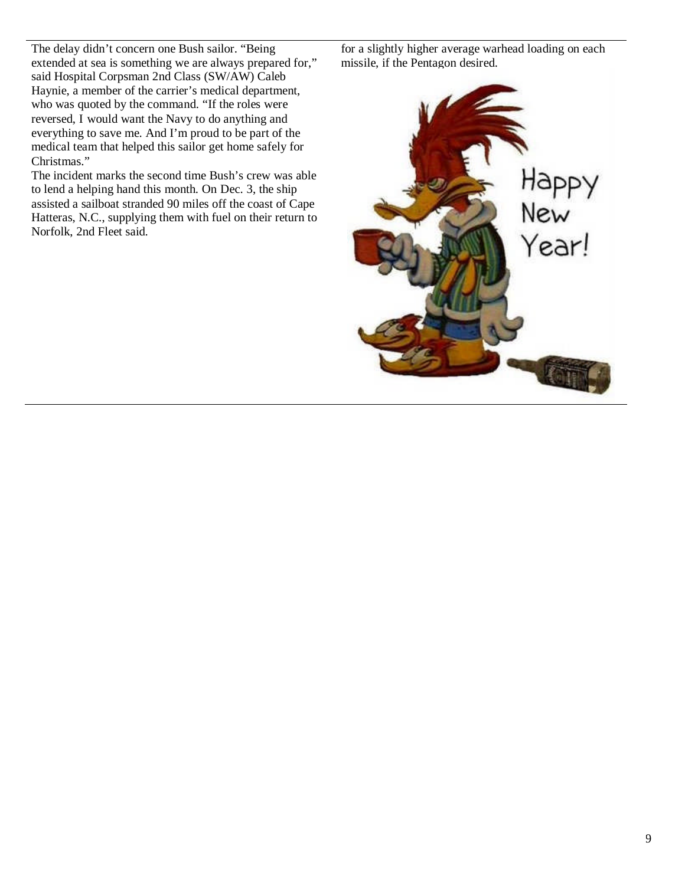The delay didn't concern one Bush sailor. "Being extended at sea is something we are always prepared for," said Hospital Corpsman 2nd Class (SW/AW) Caleb Haynie, a member of the carrier's medical department, who was quoted by the command. "If the roles were reversed, I would want the Navy to do anything and everything to save me. And I'm proud to be part of the medical team that helped this sailor get home safely for Christmas."

The incident marks the second time Bush's crew was able to lend a helping hand this month. On Dec. 3, the ship assisted a sailboat stranded 90 miles off the coast of Cape Hatteras, N.C., supplying them with fuel on their return to Norfolk, 2nd Fleet said.

for a slightly higher average warhead loading on each missile, if the Pentagon desired.